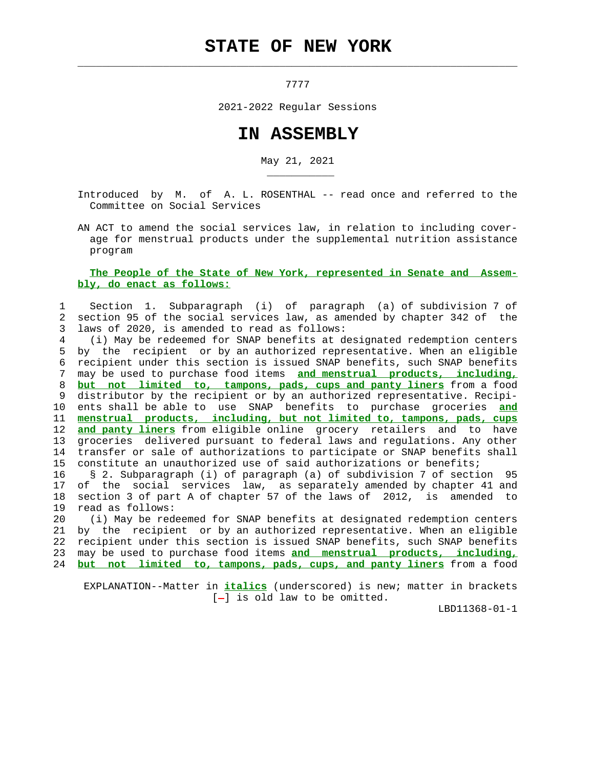# STATE OF NEW YORK

7777

2021-2022 Regular Sessions

# IN ASSEMBLY

May 21, 2021

Introduced by M. of A. L. ROSENTHAL -- read once and referred to the Committee on Social Services

AN ACT to amend the social services law, in relation to including coverage for menstrual products under the supplemental nutrition assistance program

**The People of the State of New York, represented in Senate and Assembly, do enact as follows:**

Section 1. Subparagraph (i) of paragraph (a) of subdivision 7 of section 95 of the social services law, as amended by chapter 342 of the laws of 2020, is amended to read as follows:

(i) May be redeemed for SNAP benefits at designated redemption centers by the recipient or by an authorized representative. When an eligible recipient under this section is issued SNAP benefits, such SNAP benefits may be used to purchase food items ***and menstrual products, including, but not limited to, tampons, pads, cups and panty liners*** from a food distributor by the recipient or by an authorized representative. Recipients shall be able to use SNAP benefits to purchase groceries ***and menstrual products, including, but not limited to, tampons, pads, cups and panty liners*** from eligible online grocery retailers and to have groceries delivered pursuant to federal laws and regulations. Any other transfer or sale of authorizations to participate or SNAP benefits shall constitute an unauthorized use of said authorizations or benefits;

§ 2. Subparagraph (i) of paragraph (a) of subdivision 7 of section 95 of the social services law, as separately amended by chapter 41 and section 3 of part A of chapter 57 of the laws of 2012, is amended to read as follows:

(i) May be redeemed for SNAP benefits at designated redemption centers by the recipient or by an authorized representative. When an eligible recipient under this section is issued SNAP benefits, such SNAP benefits may be used to purchase food items ***and menstrual products, including, but not limited to, tampons, pads, cups, and panty liners*** from a food

EXPLANATION--Matter in ***italics*** (underscored) is new; matter in brackets [-] is old law to be omitted.

LBD11368-01-1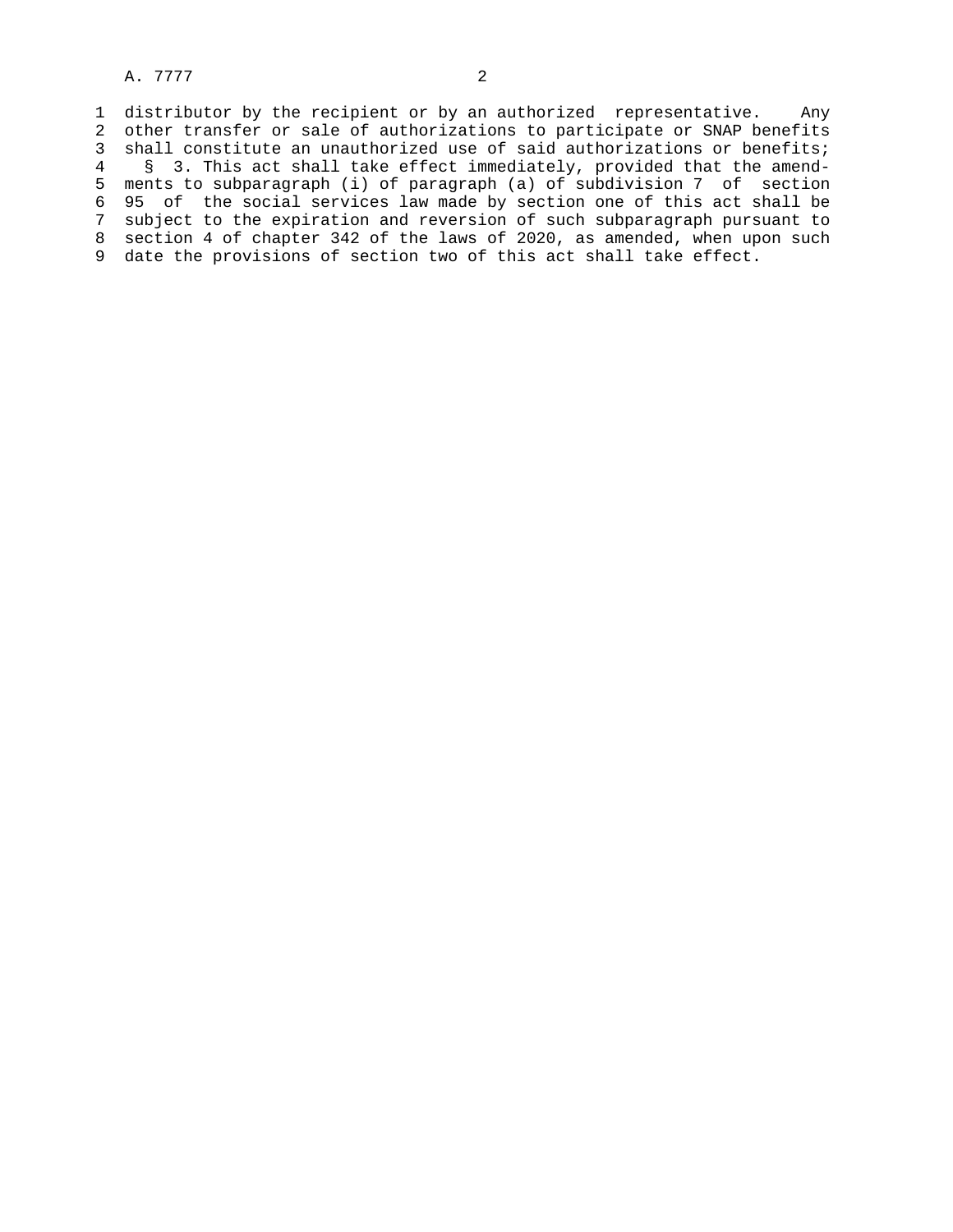distributor by the recipient or by an authorized representative. Any other transfer or sale of authorizations to participate or SNAP benefits shall constitute an unauthorized use of said authorizations or benefits;

§ 3. This act shall take effect immediately, provided that the amendments to subparagraph (i) of paragraph (a) of subdivision 7 of section 95 of the social services law made by section one of this act shall be subject to the expiration and reversion of such subparagraph pursuant to section 4 of chapter 342 of the laws of 2020, as amended, when upon such date the provisions of section two of this act shall take effect.